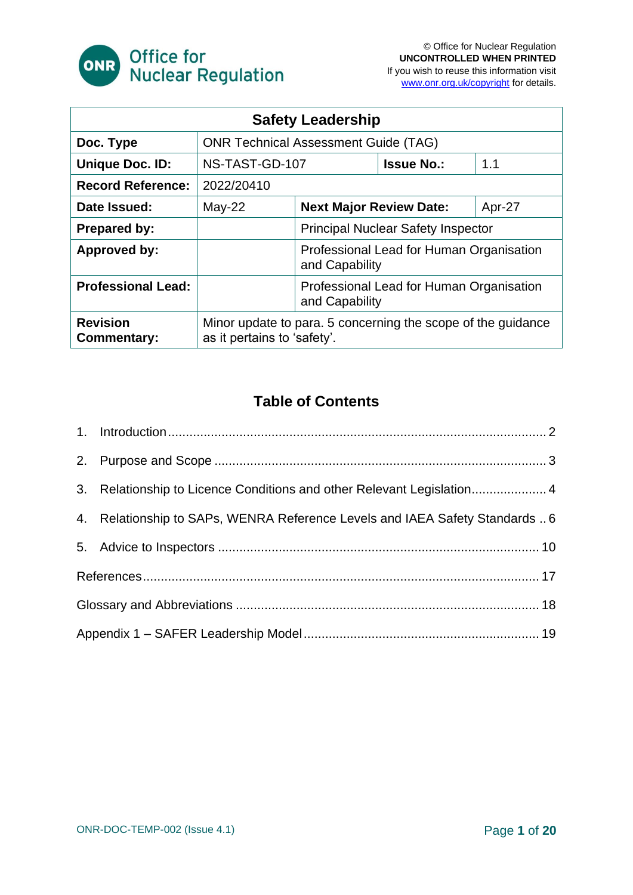Office for Nuclear Regulation

© Office for Nuclear Regulation
**UNCONTROLLED WHEN PRINTED**
If you wish to reuse this information visit www.onr.org.uk/copyright for details.

| Safety Leadership | | | |
|---|---|---|---|
| **Doc. Type** | ONR Technical Assessment Guide (TAG) | | |
| **Unique Doc. ID:** | NS-TAST-GD-107 | **Issue No.:** | 1.1 |
| **Record Reference:** | 2022/20410 | | |
| **Date Issued:** | May-22 | **Next Major Review Date:** | Apr-27 |
| **Prepared by:** | | Principal Nuclear Safety Inspector | |
| **Approved by:** | | Professional Lead for Human Organisation and Capability | |
| **Professional Lead:** | | Professional Lead for Human Organisation and Capability | |
| **Revision Commentary:** | Minor update to para. 5 concerning the scope of the guidance as it pertains to 'safety'. | | |

## Table of Contents

1. Introduction ........ 2
2. Purpose and Scope ........ 3
3. Relationship to Licence Conditions and other Relevant Legislation ........ 4
4. Relationship to SAPs, WENRA Reference Levels and IAEA Safety Standards ........ 6
5. Advice to Inspectors ........ 10

References ........ 17

Glossary and Abbreviations ........ 18

Appendix 1 – SAFER Leadership Model ........ 19

ONR-DOC-TEMP-002 (Issue 4.1)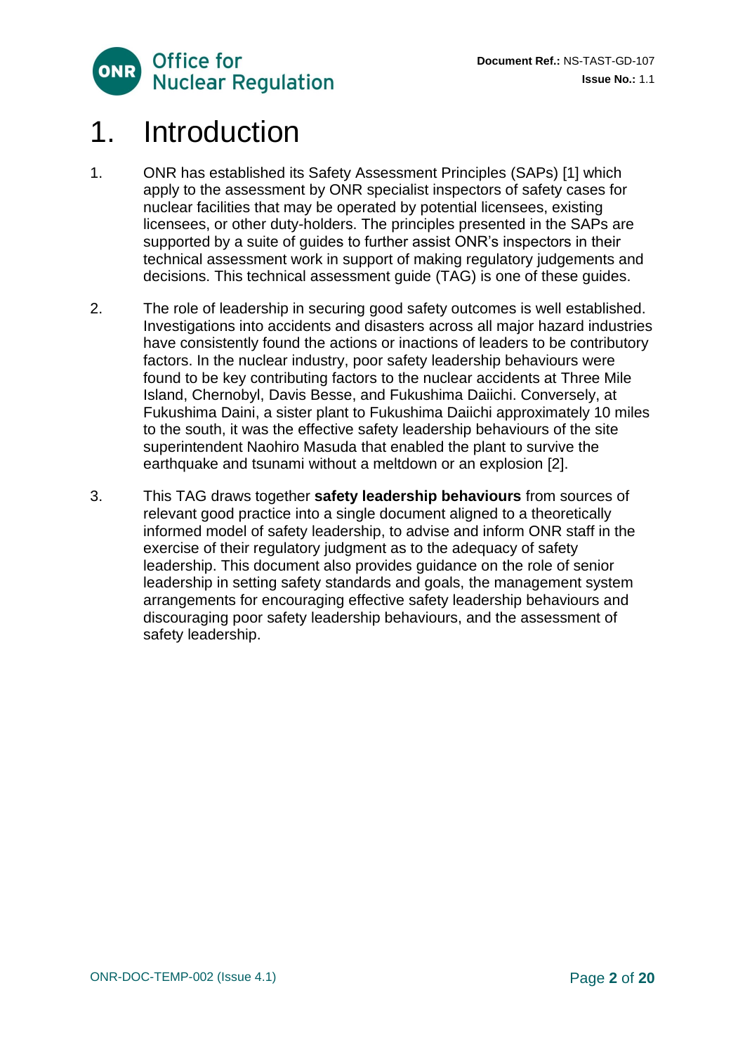# 1. Introduction

1. ONR has established its Safety Assessment Principles (SAPs) [1] which apply to the assessment by ONR specialist inspectors of safety cases for nuclear facilities that may be operated by potential licensees, existing licensees, or other duty-holders. The principles presented in the SAPs are supported by a suite of guides to further assist ONR's inspectors in their technical assessment work in support of making regulatory judgements and decisions. This technical assessment guide (TAG) is one of these guides.

2. The role of leadership in securing good safety outcomes is well established. Investigations into accidents and disasters across all major hazard industries have consistently found the actions or inactions of leaders to be contributory factors. In the nuclear industry, poor safety leadership behaviours were found to be key contributing factors to the nuclear accidents at Three Mile Island, Chernobyl, Davis Besse, and Fukushima Daiichi. Conversely, at Fukushima Daini, a sister plant to Fukushima Daiichi approximately 10 miles to the south, it was the effective safety leadership behaviours of the site superintendent Naohiro Masuda that enabled the plant to survive the earthquake and tsunami without a meltdown or an explosion [2].

3. This TAG draws together **safety leadership behaviours** from sources of relevant good practice into a single document aligned to a theoretically informed model of safety leadership, to advise and inform ONR staff in the exercise of their regulatory judgment as to the adequacy of safety leadership. This document also provides guidance on the role of senior leadership in setting safety standards and goals, the management system arrangements for encouraging effective safety leadership behaviours and discouraging poor safety leadership behaviours, and the assessment of safety leadership.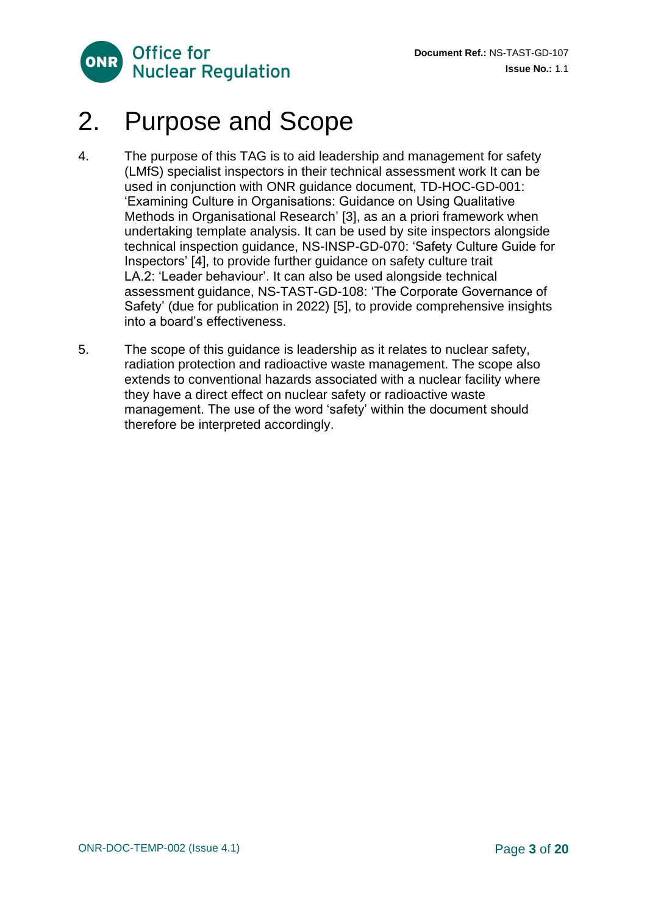# 2. Purpose and Scope

4. The purpose of this TAG is to aid leadership and management for safety (LMfS) specialist inspectors in their technical assessment work It can be used in conjunction with ONR guidance document, TD-HOC-GD-001: 'Examining Culture in Organisations: Guidance on Using Qualitative Methods in Organisational Research' [3], as an a priori framework when undertaking template analysis. It can be used by site inspectors alongside technical inspection guidance, NS-INSP-GD-070: 'Safety Culture Guide for Inspectors' [4], to provide further guidance on safety culture trait LA.2: 'Leader behaviour'. It can also be used alongside technical assessment guidance, NS-TAST-GD-108: 'The Corporate Governance of Safety' (due for publication in 2022) [5], to provide comprehensive insights into a board's effectiveness.

5. The scope of this guidance is leadership as it relates to nuclear safety, radiation protection and radioactive waste management. The scope also extends to conventional hazards associated with a nuclear facility where they have a direct effect on nuclear safety or radioactive waste management. The use of the word 'safety' within the document should therefore be interpreted accordingly.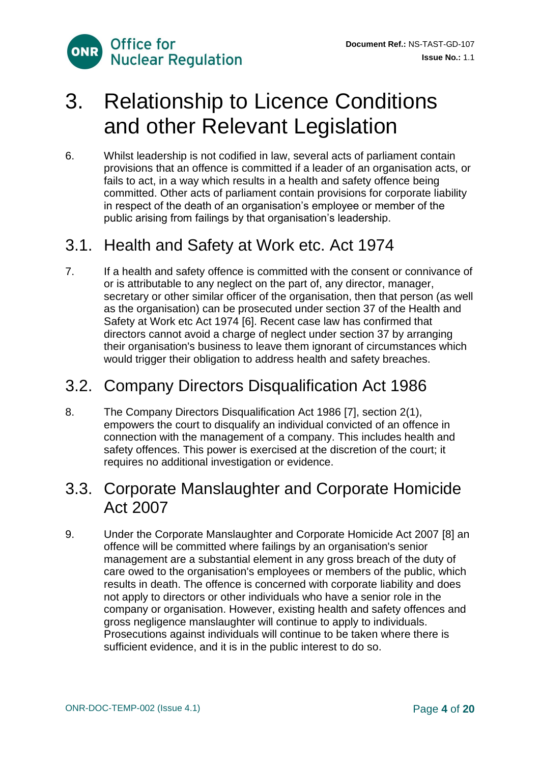# 3. Relationship to Licence Conditions and other Relevant Legislation

6. Whilst leadership is not codified in law, several acts of parliament contain provisions that an offence is committed if a leader of an organisation acts, or fails to act, in a way which results in a health and safety offence being committed. Other acts of parliament contain provisions for corporate liability in respect of the death of an organisation's employee or member of the public arising from failings by that organisation's leadership.

## 3.1. Health and Safety at Work etc. Act 1974

7. If a health and safety offence is committed with the consent or connivance of or is attributable to any neglect on the part of, any director, manager, secretary or other similar officer of the organisation, then that person (as well as the organisation) can be prosecuted under section 37 of the Health and Safety at Work etc Act 1974 [6]. Recent case law has confirmed that directors cannot avoid a charge of neglect under section 37 by arranging their organisation's business to leave them ignorant of circumstances which would trigger their obligation to address health and safety breaches.

## 3.2. Company Directors Disqualification Act 1986

8. The Company Directors Disqualification Act 1986 [7], section 2(1), empowers the court to disqualify an individual convicted of an offence in connection with the management of a company. This includes health and safety offences. This power is exercised at the discretion of the court; it requires no additional investigation or evidence.

## 3.3. Corporate Manslaughter and Corporate Homicide Act 2007

9. Under the Corporate Manslaughter and Corporate Homicide Act 2007 [8] an offence will be committed where failings by an organisation's senior management are a substantial element in any gross breach of the duty of care owed to the organisation's employees or members of the public, which results in death. The offence is concerned with corporate liability and does not apply to directors or other individuals who have a senior role in the company or organisation. However, existing health and safety offences and gross negligence manslaughter will continue to apply to individuals. Prosecutions against individuals will continue to be taken where there is sufficient evidence, and it is in the public interest to do so.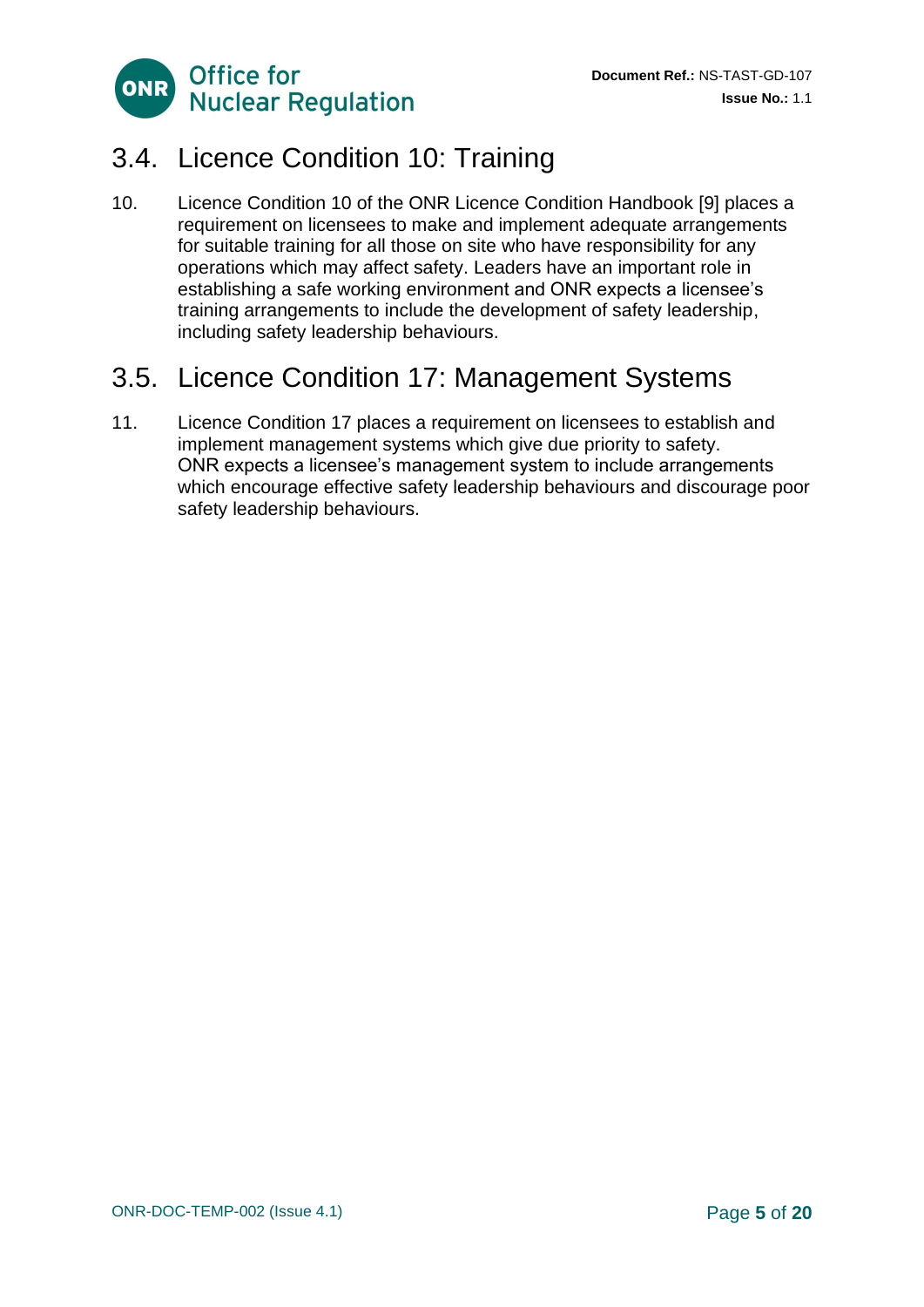## 3.4. Licence Condition 10: Training

10. Licence Condition 10 of the ONR Licence Condition Handbook [9] places a requirement on licensees to make and implement adequate arrangements for suitable training for all those on site who have responsibility for any operations which may affect safety. Leaders have an important role in establishing a safe working environment and ONR expects a licensee's training arrangements to include the development of safety leadership, including safety leadership behaviours.

## 3.5. Licence Condition 17: Management Systems

11. Licence Condition 17 places a requirement on licensees to establish and implement management systems which give due priority to safety. ONR expects a licensee's management system to include arrangements which encourage effective safety leadership behaviours and discourage poor safety leadership behaviours.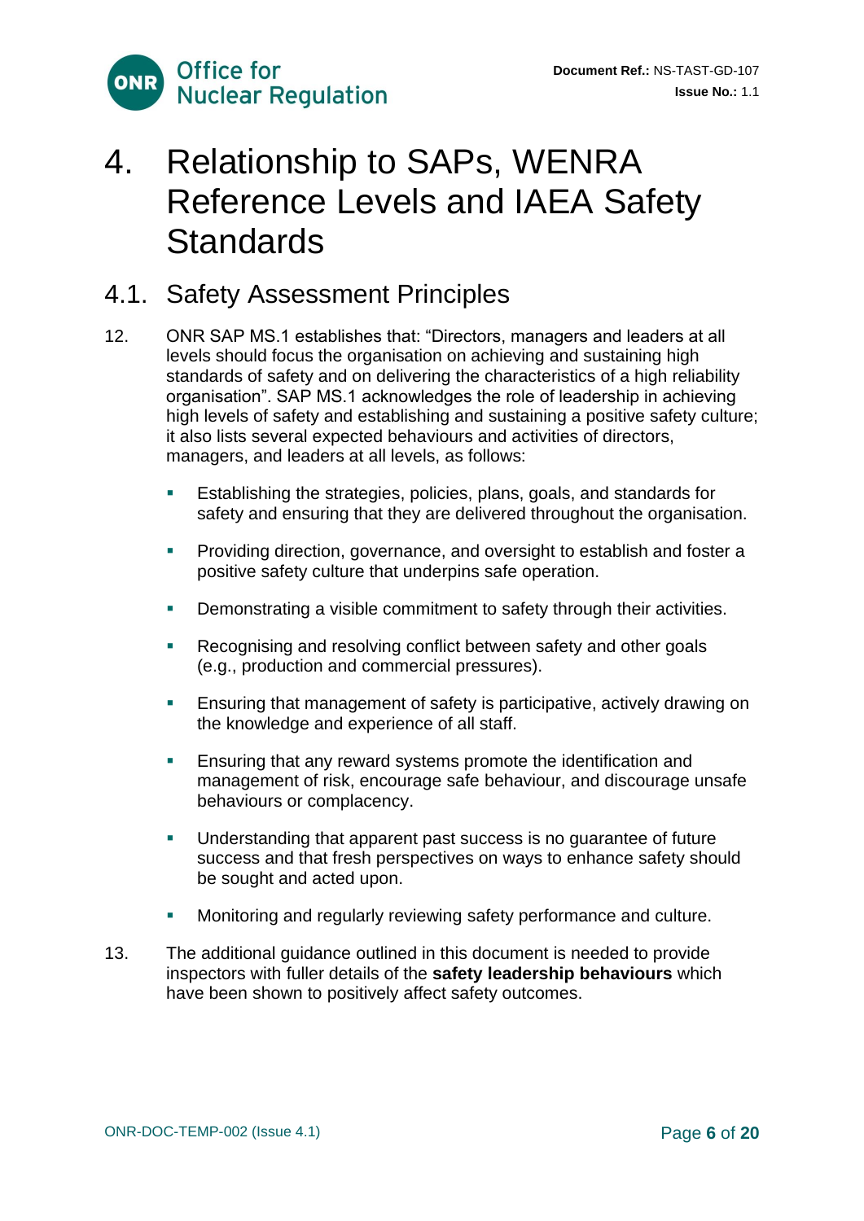# 4. Relationship to SAPs, WENRA Reference Levels and IAEA Safety Standards

## 4.1. Safety Assessment Principles

12. ONR SAP MS.1 establishes that: “Directors, managers and leaders at all levels should focus the organisation on achieving and sustaining high standards of safety and on delivering the characteristics of a high reliability organisation”. SAP MS.1 acknowledges the role of leadership in achieving high levels of safety and establishing and sustaining a positive safety culture; it also lists several expected behaviours and activities of directors, managers, and leaders at all levels, as follows:

    - Establishing the strategies, policies, plans, goals, and standards for safety and ensuring that they are delivered throughout the organisation.
    - Providing direction, governance, and oversight to establish and foster a positive safety culture that underpins safe operation.
    - Demonstrating a visible commitment to safety through their activities.
    - Recognising and resolving conflict between safety and other goals (e.g., production and commercial pressures).
    - Ensuring that management of safety is participative, actively drawing on the knowledge and experience of all staff.
    - Ensuring that any reward systems promote the identification and management of risk, encourage safe behaviour, and discourage unsafe behaviours or complacency.
    - Understanding that apparent past success is no guarantee of future success and that fresh perspectives on ways to enhance safety should be sought and acted upon.
    - Monitoring and regularly reviewing safety performance and culture.

13. The additional guidance outlined in this document is needed to provide inspectors with fuller details of the **safety leadership behaviours** which have been shown to positively affect safety outcomes.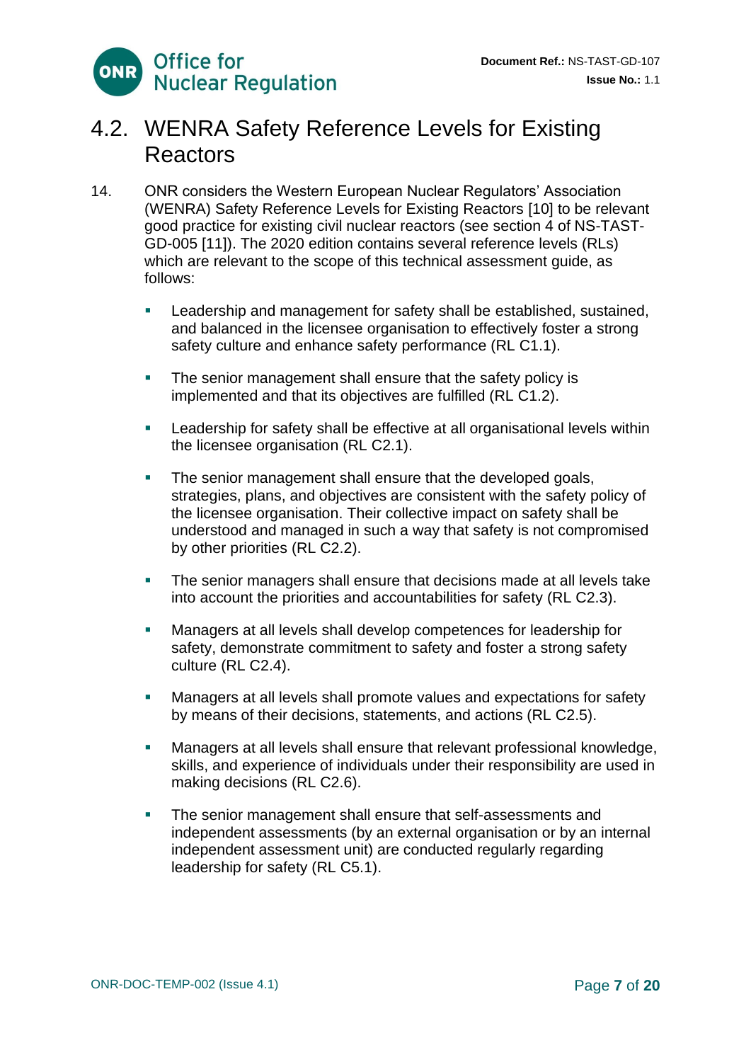## 4.2. WENRA Safety Reference Levels for Existing Reactors

14. ONR considers the Western European Nuclear Regulators' Association (WENRA) Safety Reference Levels for Existing Reactors [10] to be relevant good practice for existing civil nuclear reactors (see section 4 of NS-TAST-GD-005 [11]). The 2020 edition contains several reference levels (RLs) which are relevant to the scope of this technical assessment guide, as follows:

   - Leadership and management for safety shall be established, sustained, and balanced in the licensee organisation to effectively foster a strong safety culture and enhance safety performance (RL C1.1).
   - The senior management shall ensure that the safety policy is implemented and that its objectives are fulfilled (RL C1.2).
   - Leadership for safety shall be effective at all organisational levels within the licensee organisation (RL C2.1).
   - The senior management shall ensure that the developed goals, strategies, plans, and objectives are consistent with the safety policy of the licensee organisation. Their collective impact on safety shall be understood and managed in such a way that safety is not compromised by other priorities (RL C2.2).
   - The senior managers shall ensure that decisions made at all levels take into account the priorities and accountabilities for safety (RL C2.3).
   - Managers at all levels shall develop competences for leadership for safety, demonstrate commitment to safety and foster a strong safety culture (RL C2.4).
   - Managers at all levels shall promote values and expectations for safety by means of their decisions, statements, and actions (RL C2.5).
   - Managers at all levels shall ensure that relevant professional knowledge, skills, and experience of individuals under their responsibility are used in making decisions (RL C2.6).
   - The senior management shall ensure that self-assessments and independent assessments (by an external organisation or by an internal independent assessment unit) are conducted regularly regarding leadership for safety (RL C5.1).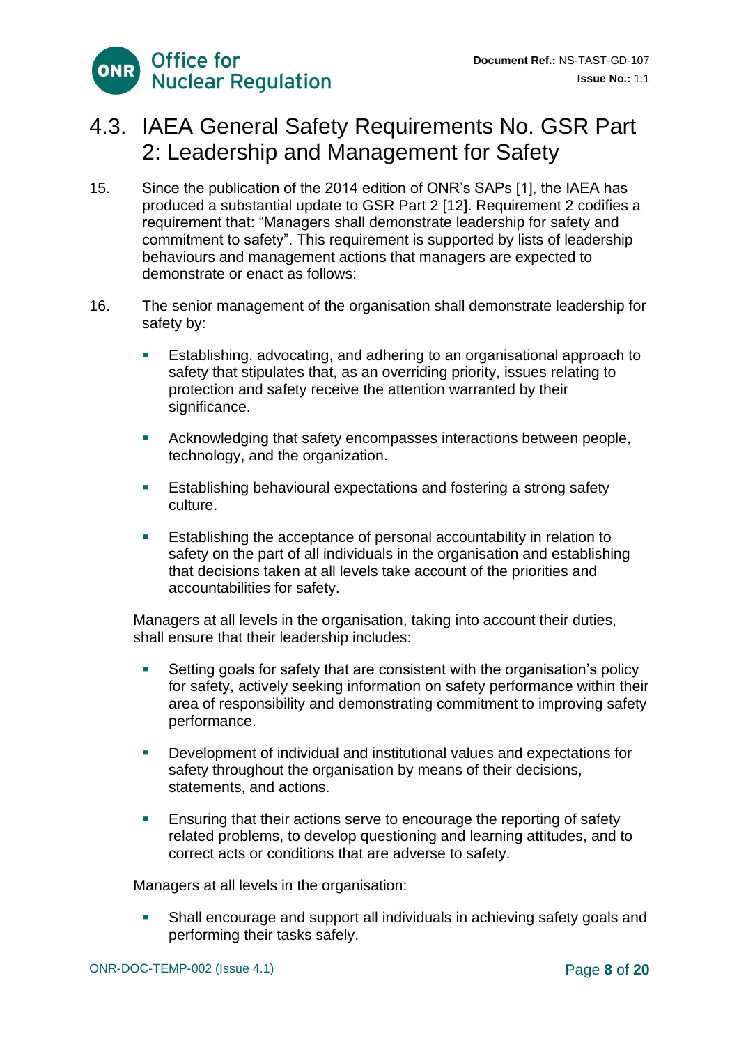## 4.3. IAEA General Safety Requirements No. GSR Part 2: Leadership and Management for Safety

15. Since the publication of the 2014 edition of ONR's SAPs [1], the IAEA has produced a substantial update to GSR Part 2 [12]. Requirement 2 codifies a requirement that: "Managers shall demonstrate leadership for safety and commitment to safety". This requirement is supported by lists of leadership behaviours and management actions that managers are expected to demonstrate or enact as follows:

16. The senior management of the organisation shall demonstrate leadership for safety by:

    - Establishing, advocating, and adhering to an organisational approach to safety that stipulates that, as an overriding priority, issues relating to protection and safety receive the attention warranted by their significance.
    - Acknowledging that safety encompasses interactions between people, technology, and the organization.
    - Establishing behavioural expectations and fostering a strong safety culture.
    - Establishing the acceptance of personal accountability in relation to safety on the part of all individuals in the organisation and establishing that decisions taken at all levels take account of the priorities and accountabilities for safety.

    Managers at all levels in the organisation, taking into account their duties, shall ensure that their leadership includes:

    - Setting goals for safety that are consistent with the organisation's policy for safety, actively seeking information on safety performance within their area of responsibility and demonstrating commitment to improving safety performance.
    - Development of individual and institutional values and expectations for safety throughout the organisation by means of their decisions, statements, and actions.
    - Ensuring that their actions serve to encourage the reporting of safety related problems, to develop questioning and learning attitudes, and to correct acts or conditions that are adverse to safety.

    Managers at all levels in the organisation:

    - Shall encourage and support all individuals in achieving safety goals and performing their tasks safely.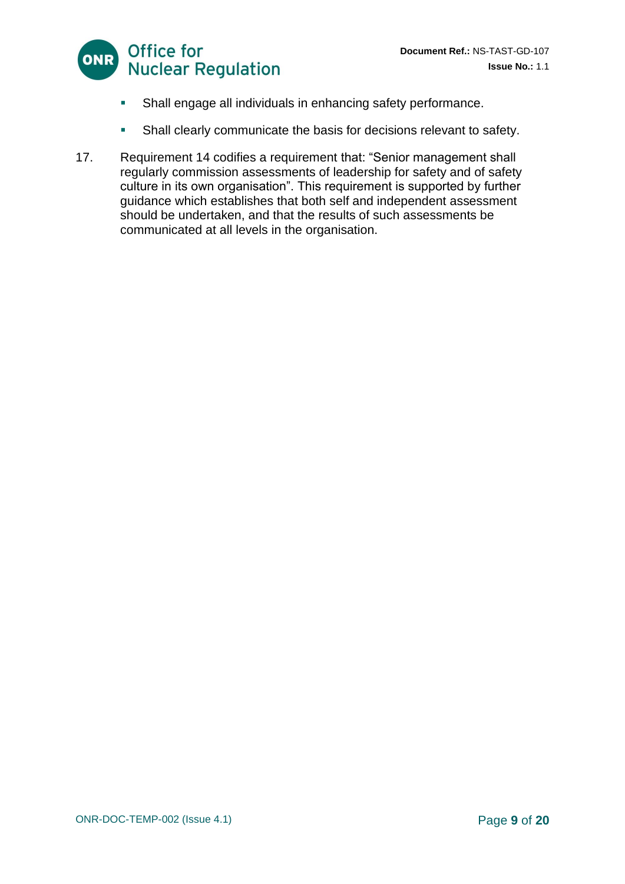- Shall engage all individuals in enhancing safety performance.
- Shall clearly communicate the basis for decisions relevant to safety.

17. Requirement 14 codifies a requirement that: "Senior management shall regularly commission assessments of leadership for safety and of safety culture in its own organisation". This requirement is supported by further guidance which establishes that both self and independent assessment should be undertaken, and that the results of such assessments be communicated at all levels in the organisation.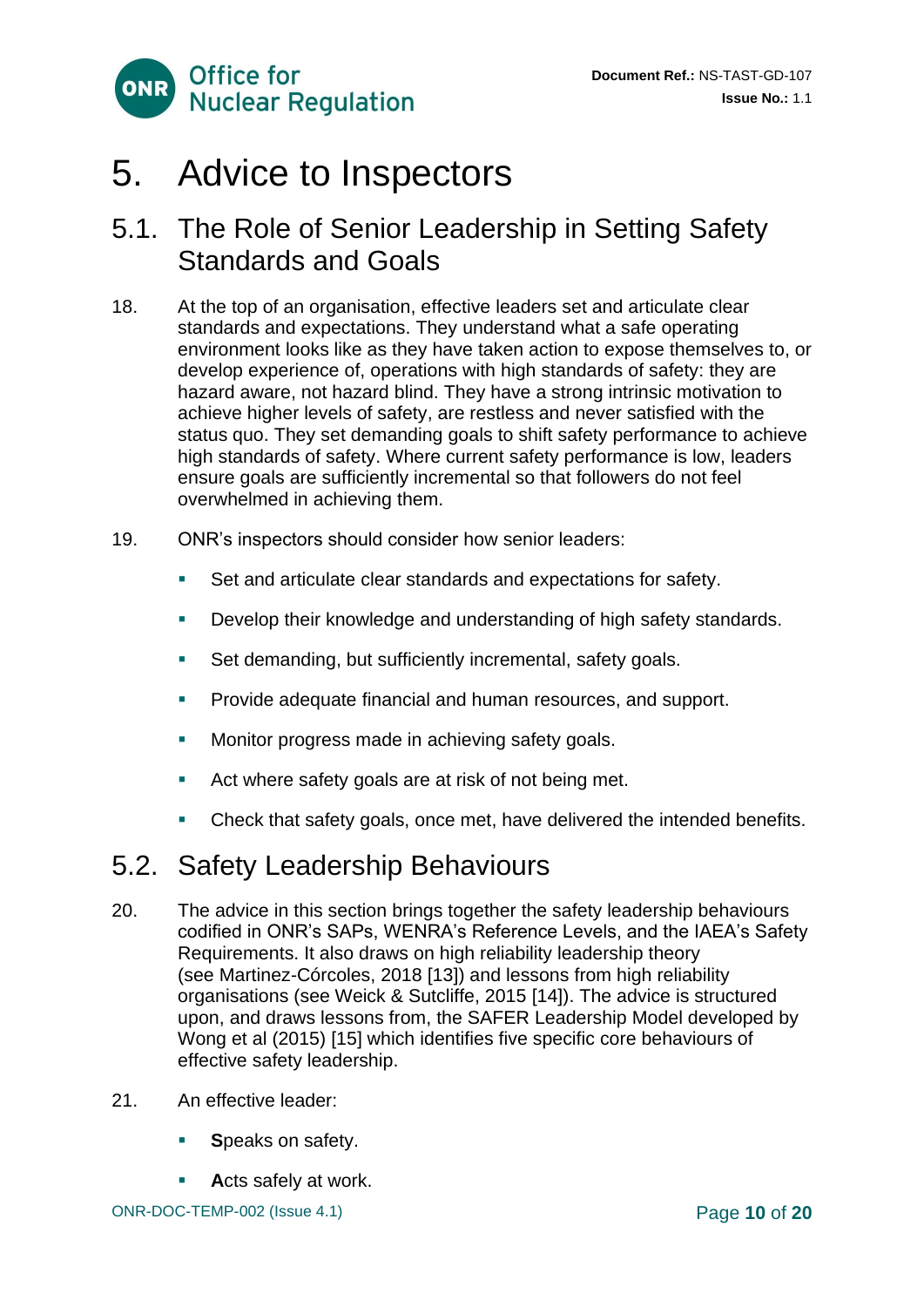# 5. Advice to Inspectors

## 5.1. The Role of Senior Leadership in Setting Safety Standards and Goals

18. At the top of an organisation, effective leaders set and articulate clear standards and expectations. They understand what a safe operating environment looks like as they have taken action to expose themselves to, or develop experience of, operations with high standards of safety: they are hazard aware, not hazard blind. They have a strong intrinsic motivation to achieve higher levels of safety, are restless and never satisfied with the status quo. They set demanding goals to shift safety performance to achieve high standards of safety. Where current safety performance is low, leaders ensure goals are sufficiently incremental so that followers do not feel overwhelmed in achieving them.

19. ONR's inspectors should consider how senior leaders:

   - Set and articulate clear standards and expectations for safety.
   - Develop their knowledge and understanding of high safety standards.
   - Set demanding, but sufficiently incremental, safety goals.
   - Provide adequate financial and human resources, and support.
   - Monitor progress made in achieving safety goals.
   - Act where safety goals are at risk of not being met.
   - Check that safety goals, once met, have delivered the intended benefits.

## 5.2. Safety Leadership Behaviours

20. The advice in this section brings together the safety leadership behaviours codified in ONR's SAPs, WENRA's Reference Levels, and the IAEA's Safety Requirements. It also draws on high reliability leadership theory (see Martinez-Córcoles, 2018 [13]) and lessons from high reliability organisations (see Weick & Sutcliffe, 2015 [14]). The advice is structured upon, and draws lessons from, the SAFER Leadership Model developed by Wong et al (2015) [15] which identifies five specific core behaviours of effective safety leadership.

21. An effective leader:

   - **S**peaks on safety.
   - **A**cts safely at work.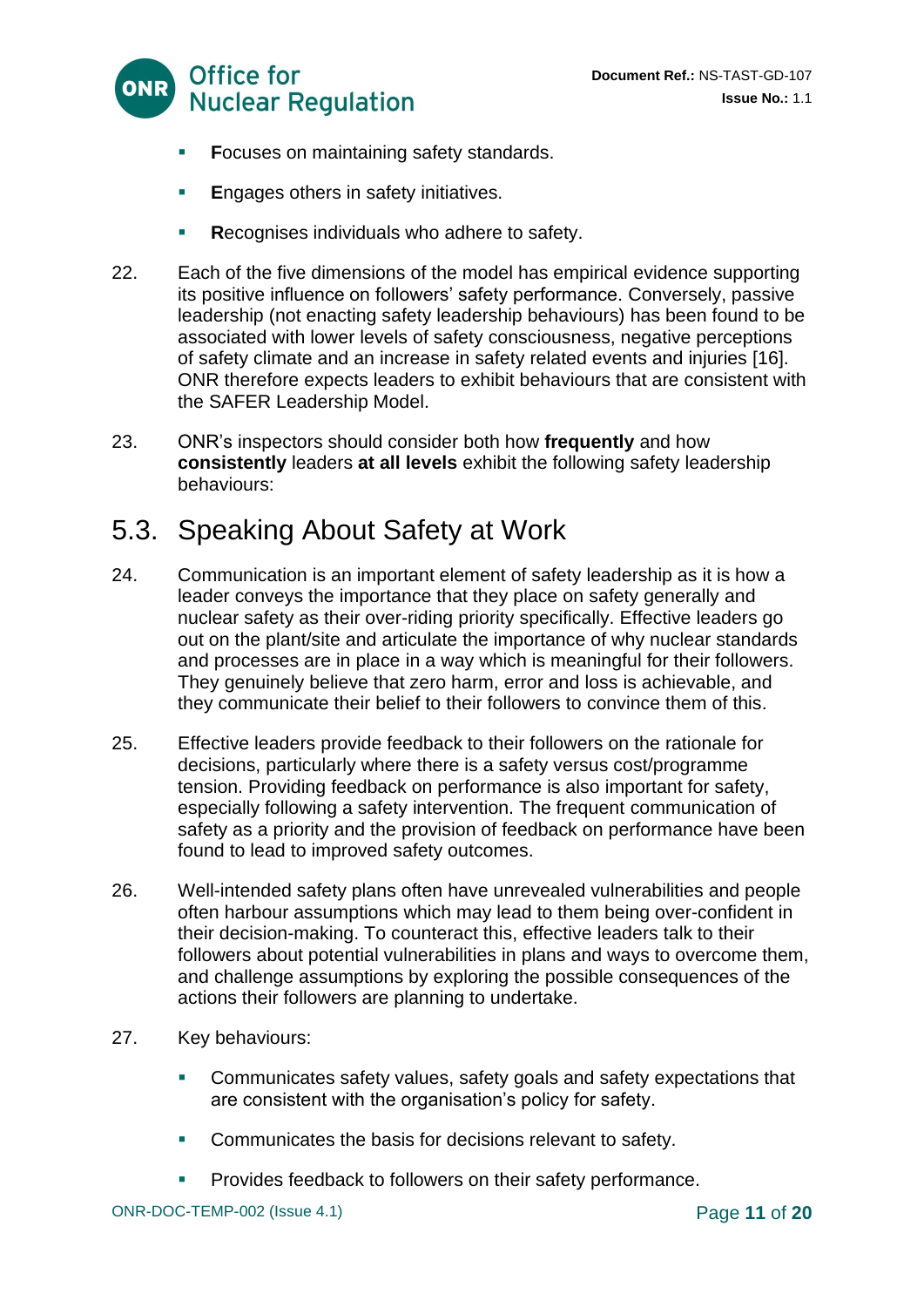- **F**ocuses on maintaining safety standards.
- **E**ngages others in safety initiatives.
- **R**ecognises individuals who adhere to safety.

22. Each of the five dimensions of the model has empirical evidence supporting its positive influence on followers' safety performance. Conversely, passive leadership (not enacting safety leadership behaviours) has been found to be associated with lower levels of safety consciousness, negative perceptions of safety climate and an increase in safety related events and injuries [16]. ONR therefore expects leaders to exhibit behaviours that are consistent with the SAFER Leadership Model.

23. ONR's inspectors should consider both how **frequently** and how **consistently** leaders **at all levels** exhibit the following safety leadership behaviours:

## 5.3. Speaking About Safety at Work

24. Communication is an important element of safety leadership as it is how a leader conveys the importance that they place on safety generally and nuclear safety as their over-riding priority specifically. Effective leaders go out on the plant/site and articulate the importance of why nuclear standards and processes are in place in a way which is meaningful for their followers. They genuinely believe that zero harm, error and loss is achievable, and they communicate their belief to their followers to convince them of this.

25. Effective leaders provide feedback to their followers on the rationale for decisions, particularly where there is a safety versus cost/programme tension. Providing feedback on performance is also important for safety, especially following a safety intervention. The frequent communication of safety as a priority and the provision of feedback on performance have been found to lead to improved safety outcomes.

26. Well-intended safety plans often have unrevealed vulnerabilities and people often harbour assumptions which may lead to them being over-confident in their decision-making. To counteract this, effective leaders talk to their followers about potential vulnerabilities in plans and ways to overcome them, and challenge assumptions by exploring the possible consequences of the actions their followers are planning to undertake.

27. Key behaviours:

    - Communicates safety values, safety goals and safety expectations that are consistent with the organisation's policy for safety.
    - Communicates the basis for decisions relevant to safety.
    - Provides feedback to followers on their safety performance.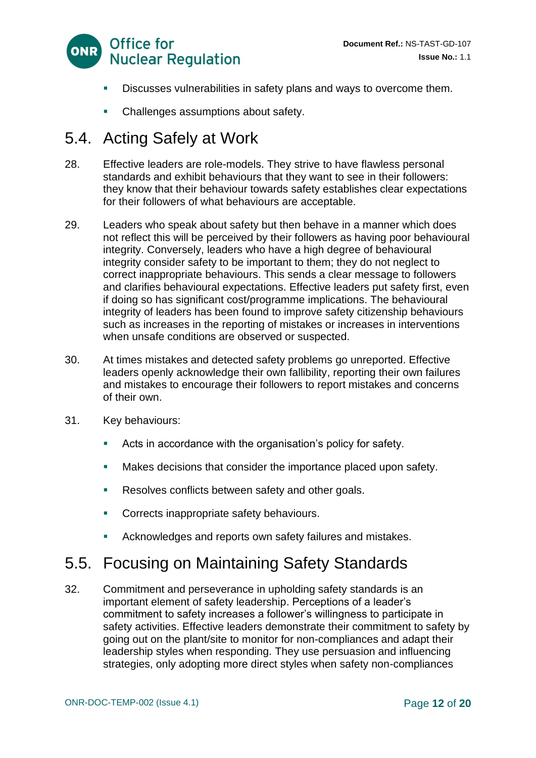- Discusses vulnerabilities in safety plans and ways to overcome them.
- Challenges assumptions about safety.

## 5.4. Acting Safely at Work

28. Effective leaders are role-models. They strive to have flawless personal standards and exhibit behaviours that they want to see in their followers: they know that their behaviour towards safety establishes clear expectations for their followers of what behaviours are acceptable.

29. Leaders who speak about safety but then behave in a manner which does not reflect this will be perceived by their followers as having poor behavioural integrity. Conversely, leaders who have a high degree of behavioural integrity consider safety to be important to them; they do not neglect to correct inappropriate behaviours. This sends a clear message to followers and clarifies behavioural expectations. Effective leaders put safety first, even if doing so has significant cost/programme implications. The behavioural integrity of leaders has been found to improve safety citizenship behaviours such as increases in the reporting of mistakes or increases in interventions when unsafe conditions are observed or suspected.

30. At times mistakes and detected safety problems go unreported. Effective leaders openly acknowledge their own fallibility, reporting their own failures and mistakes to encourage their followers to report mistakes and concerns of their own.

31. Key behaviours:
    - Acts in accordance with the organisation's policy for safety.
    - Makes decisions that consider the importance placed upon safety.
    - Resolves conflicts between safety and other goals.
    - Corrects inappropriate safety behaviours.
    - Acknowledges and reports own safety failures and mistakes.

## 5.5. Focusing on Maintaining Safety Standards

32. Commitment and perseverance in upholding safety standards is an important element of safety leadership. Perceptions of a leader's commitment to safety increases a follower's willingness to participate in safety activities. Effective leaders demonstrate their commitment to safety by going out on the plant/site to monitor for non-compliances and adapt their leadership styles when responding. They use persuasion and influencing strategies, only adopting more direct styles when safety non-compliances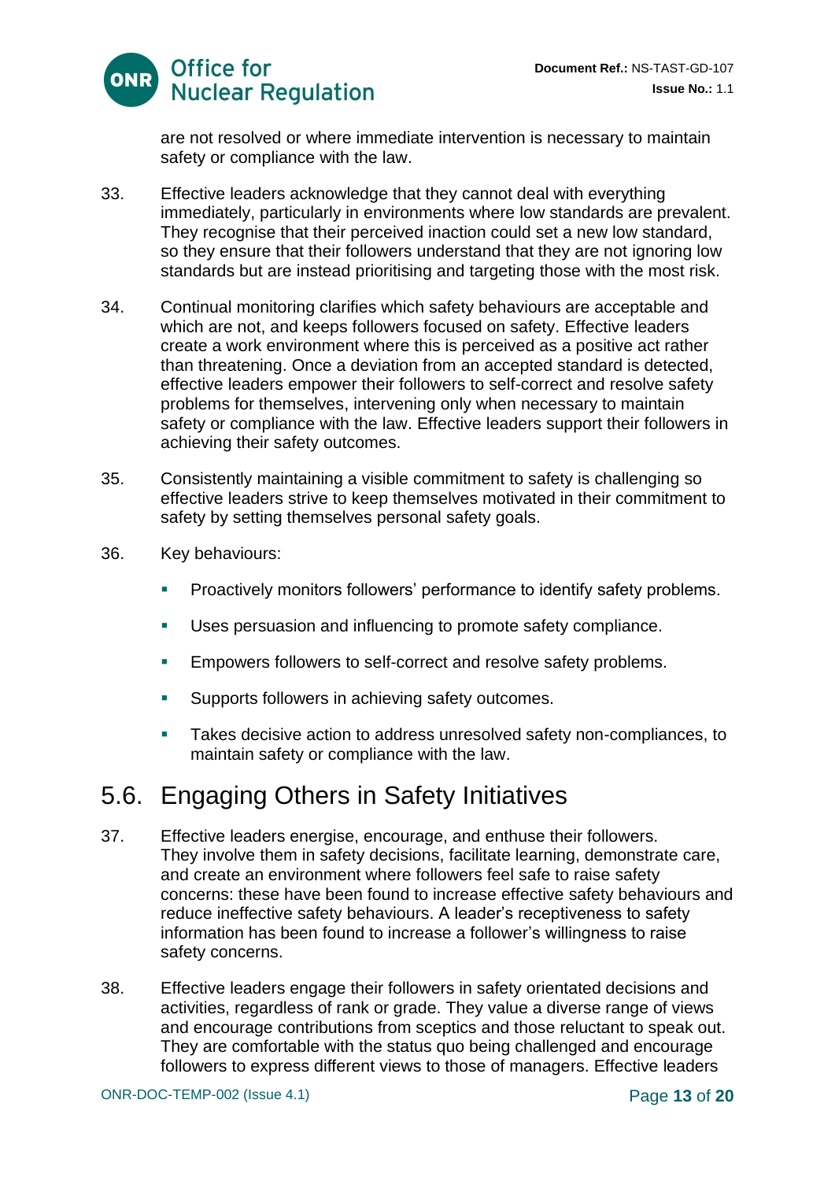are not resolved or where immediate intervention is necessary to maintain safety or compliance with the law.

33. Effective leaders acknowledge that they cannot deal with everything immediately, particularly in environments where low standards are prevalent. They recognise that their perceived inaction could set a new low standard, so they ensure that their followers understand that they are not ignoring low standards but are instead prioritising and targeting those with the most risk.

34. Continual monitoring clarifies which safety behaviours are acceptable and which are not, and keeps followers focused on safety. Effective leaders create a work environment where this is perceived as a positive act rather than threatening. Once a deviation from an accepted standard is detected, effective leaders empower their followers to self-correct and resolve safety problems for themselves, intervening only when necessary to maintain safety or compliance with the law. Effective leaders support their followers in achieving their safety outcomes.

35. Consistently maintaining a visible commitment to safety is challenging so effective leaders strive to keep themselves motivated in their commitment to safety by setting themselves personal safety goals.

36. Key behaviours:

- Proactively monitors followers' performance to identify safety problems.
- Uses persuasion and influencing to promote safety compliance.
- Empowers followers to self-correct and resolve safety problems.
- Supports followers in achieving safety outcomes.
- Takes decisive action to address unresolved safety non-compliances, to maintain safety or compliance with the law.

## 5.6. Engaging Others in Safety Initiatives

37. Effective leaders energise, encourage, and enthuse their followers. They involve them in safety decisions, facilitate learning, demonstrate care, and create an environment where followers feel safe to raise safety concerns: these have been found to increase effective safety behaviours and reduce ineffective safety behaviours. A leader's receptiveness to safety information has been found to increase a follower's willingness to raise safety concerns.

38. Effective leaders engage their followers in safety orientated decisions and activities, regardless of rank or grade. They value a diverse range of views and encourage contributions from sceptics and those reluctant to speak out. They are comfortable with the status quo being challenged and encourage followers to express different views to those of managers. Effective leaders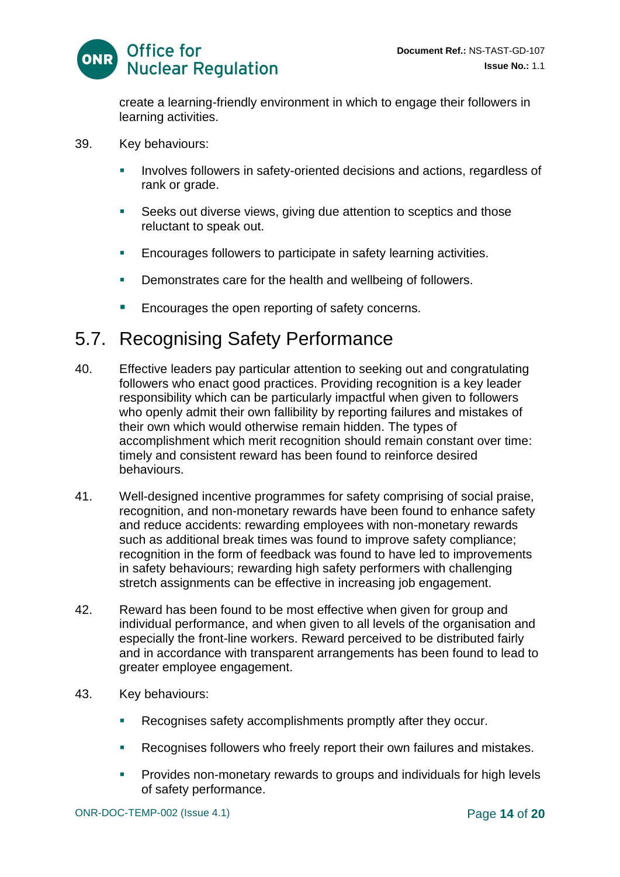create a learning-friendly environment in which to engage their followers in learning activities.

39. Key behaviours:

- Involves followers in safety-oriented decisions and actions, regardless of rank or grade.
- Seeks out diverse views, giving due attention to sceptics and those reluctant to speak out.
- Encourages followers to participate in safety learning activities.
- Demonstrates care for the health and wellbeing of followers.
- Encourages the open reporting of safety concerns.

## 5.7. Recognising Safety Performance

40. Effective leaders pay particular attention to seeking out and congratulating followers who enact good practices. Providing recognition is a key leader responsibility which can be particularly impactful when given to followers who openly admit their own fallibility by reporting failures and mistakes of their own which would otherwise remain hidden. The types of accomplishment which merit recognition should remain constant over time: timely and consistent reward has been found to reinforce desired behaviours.

41. Well-designed incentive programmes for safety comprising of social praise, recognition, and non-monetary rewards have been found to enhance safety and reduce accidents: rewarding employees with non-monetary rewards such as additional break times was found to improve safety compliance; recognition in the form of feedback was found to have led to improvements in safety behaviours; rewarding high safety performers with challenging stretch assignments can be effective in increasing job engagement.

42. Reward has been found to be most effective when given for group and individual performance, and when given to all levels of the organisation and especially the front-line workers. Reward perceived to be distributed fairly and in accordance with transparent arrangements has been found to lead to greater employee engagement.

43. Key behaviours:

- Recognises safety accomplishments promptly after they occur.
- Recognises followers who freely report their own failures and mistakes.
- Provides non-monetary rewards to groups and individuals for high levels of safety performance.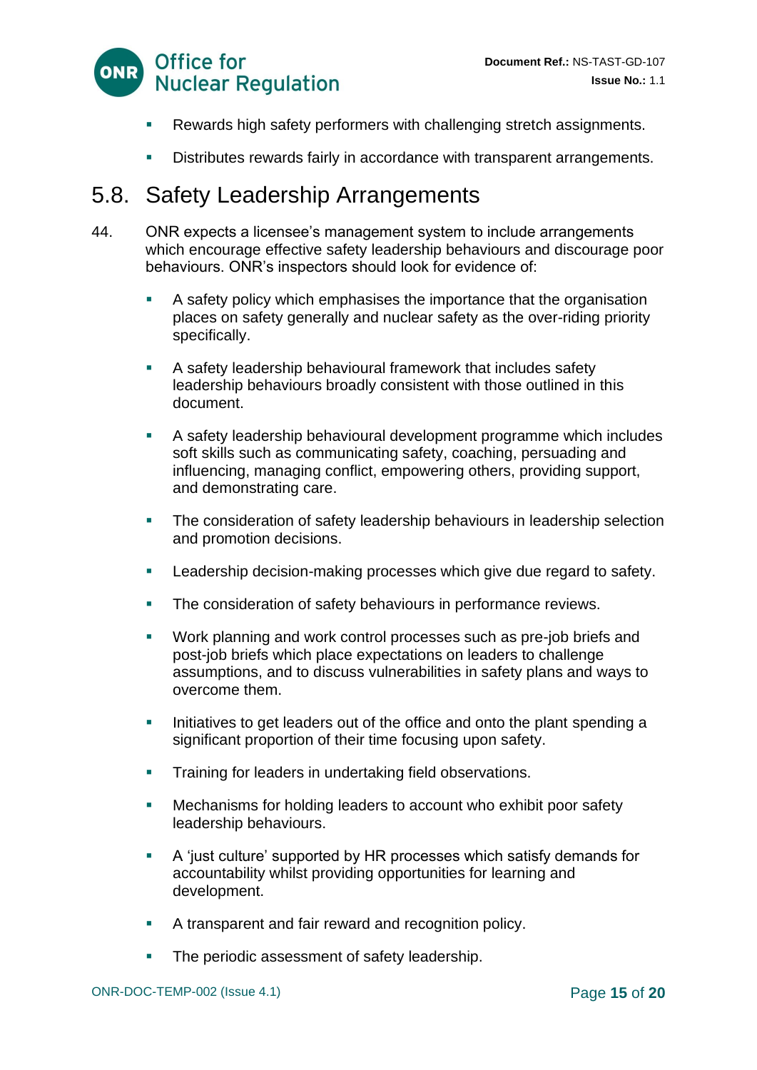- Rewards high safety performers with challenging stretch assignments.
- Distributes rewards fairly in accordance with transparent arrangements.

## 5.8. Safety Leadership Arrangements

44. ONR expects a licensee's management system to include arrangements which encourage effective safety leadership behaviours and discourage poor behaviours. ONR's inspectors should look for evidence of:

- A safety policy which emphasises the importance that the organisation places on safety generally and nuclear safety as the over-riding priority specifically.
- A safety leadership behavioural framework that includes safety leadership behaviours broadly consistent with those outlined in this document.
- A safety leadership behavioural development programme which includes soft skills such as communicating safety, coaching, persuading and influencing, managing conflict, empowering others, providing support, and demonstrating care.
- The consideration of safety leadership behaviours in leadership selection and promotion decisions.
- Leadership decision-making processes which give due regard to safety.
- The consideration of safety behaviours in performance reviews.
- Work planning and work control processes such as pre-job briefs and post-job briefs which place expectations on leaders to challenge assumptions, and to discuss vulnerabilities in safety plans and ways to overcome them.
- Initiatives to get leaders out of the office and onto the plant spending a significant proportion of their time focusing upon safety.
- Training for leaders in undertaking field observations.
- Mechanisms for holding leaders to account who exhibit poor safety leadership behaviours.
- A 'just culture' supported by HR processes which satisfy demands for accountability whilst providing opportunities for learning and development.
- A transparent and fair reward and recognition policy.
- The periodic assessment of safety leadership.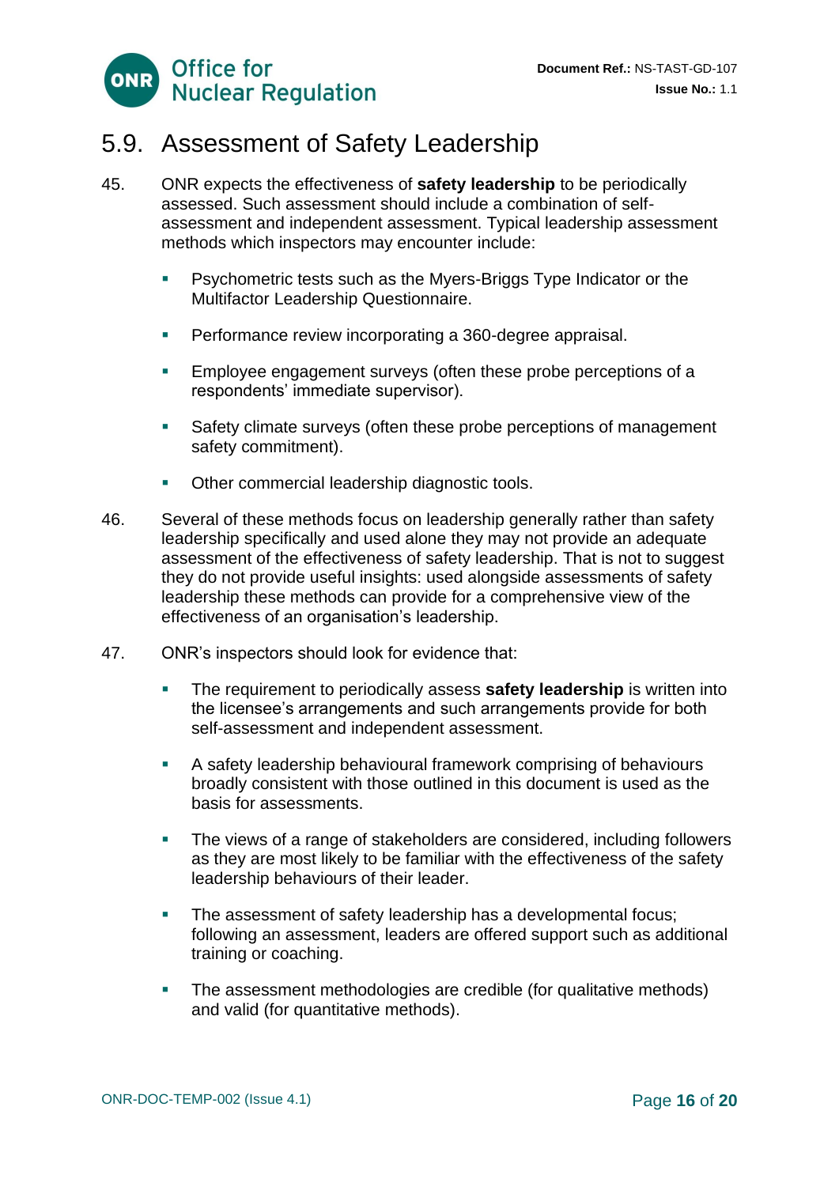## 5.9. Assessment of Safety Leadership

45. ONR expects the effectiveness of **safety leadership** to be periodically assessed. Such assessment should include a combination of self-assessment and independent assessment. Typical leadership assessment methods which inspectors may encounter include:

    - Psychometric tests such as the Myers-Briggs Type Indicator or the Multifactor Leadership Questionnaire.
    - Performance review incorporating a 360-degree appraisal.
    - Employee engagement surveys (often these probe perceptions of a respondents' immediate supervisor).
    - Safety climate surveys (often these probe perceptions of management safety commitment).
    - Other commercial leadership diagnostic tools.

46. Several of these methods focus on leadership generally rather than safety leadership specifically and used alone they may not provide an adequate assessment of the effectiveness of safety leadership. That is not to suggest they do not provide useful insights: used alongside assessments of safety leadership these methods can provide for a comprehensive view of the effectiveness of an organisation's leadership.

47. ONR's inspectors should look for evidence that:

    - The requirement to periodically assess **safety leadership** is written into the licensee's arrangements and such arrangements provide for both self-assessment and independent assessment.
    - A safety leadership behavioural framework comprising of behaviours broadly consistent with those outlined in this document is used as the basis for assessments.
    - The views of a range of stakeholders are considered, including followers as they are most likely to be familiar with the effectiveness of the safety leadership behaviours of their leader.
    - The assessment of safety leadership has a developmental focus; following an assessment, leaders are offered support such as additional training or coaching.
    - The assessment methodologies are credible (for qualitative methods) and valid (for quantitative methods).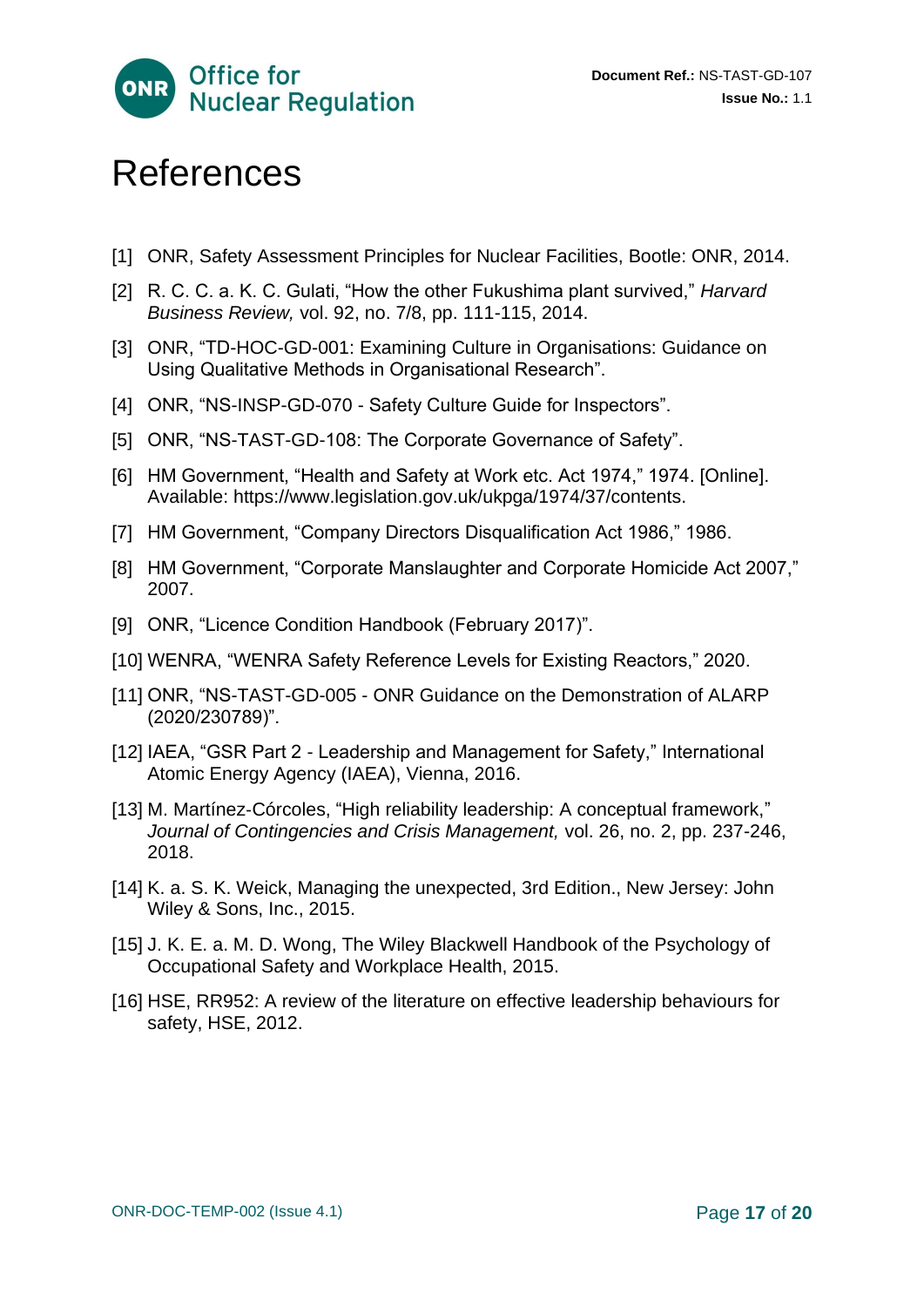# References

[1] ONR, Safety Assessment Principles for Nuclear Facilities, Bootle: ONR, 2014.

[2] R. C. C. a. K. C. Gulati, "How the other Fukushima plant survived," *Harvard Business Review,* vol. 92, no. 7/8, pp. 111-115, 2014.

[3] ONR, "TD-HOC-GD-001: Examining Culture in Organisations: Guidance on Using Qualitative Methods in Organisational Research".

[4] ONR, "NS-INSP-GD-070 - Safety Culture Guide for Inspectors".

[5] ONR, "NS-TAST-GD-108: The Corporate Governance of Safety".

[6] HM Government, "Health and Safety at Work etc. Act 1974," 1974. [Online]. Available: https://www.legislation.gov.uk/ukpga/1974/37/contents.

[7] HM Government, "Company Directors Disqualification Act 1986," 1986.

[8] HM Government, "Corporate Manslaughter and Corporate Homicide Act 2007," 2007.

[9] ONR, "Licence Condition Handbook (February 2017)".

[10] WENRA, "WENRA Safety Reference Levels for Existing Reactors," 2020.

[11] ONR, "NS-TAST-GD-005 - ONR Guidance on the Demonstration of ALARP (2020/230789)".

[12] IAEA, "GSR Part 2 - Leadership and Management for Safety," International Atomic Energy Agency (IAEA), Vienna, 2016.

[13] M. Martínez-Córcoles, "High reliability leadership: A conceptual framework," *Journal of Contingencies and Crisis Management,* vol. 26, no. 2, pp. 237-246, 2018.

[14] K. a. S. K. Weick, Managing the unexpected, 3rd Edition., New Jersey: John Wiley & Sons, Inc., 2015.

[15] J. K. E. a. M. D. Wong, The Wiley Blackwell Handbook of the Psychology of Occupational Safety and Workplace Health, 2015.

[16] HSE, RR952: A review of the literature on effective leadership behaviours for safety, HSE, 2012.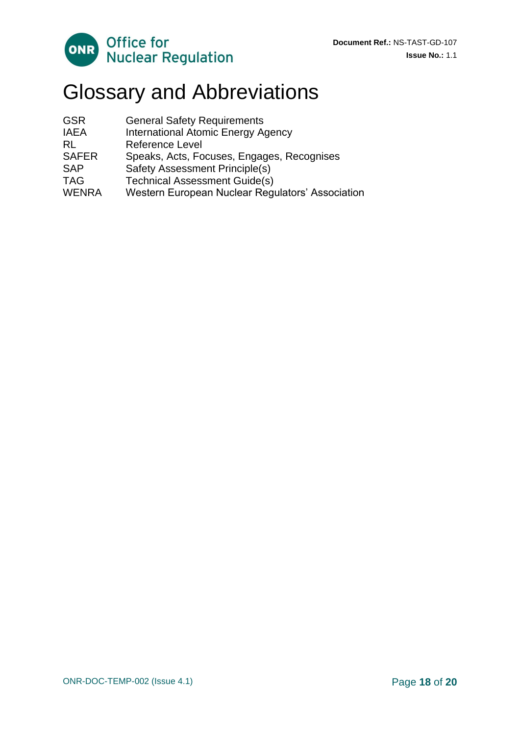# Glossary and Abbreviations

| | |
|---|---|
| GSR | General Safety Requirements |
| IAEA | International Atomic Energy Agency |
| RL | Reference Level |
| SAFER | Speaks, Acts, Focuses, Engages, Recognises |
| SAP | Safety Assessment Principle(s) |
| TAG | Technical Assessment Guide(s) |
| WENRA | Western European Nuclear Regulators' Association |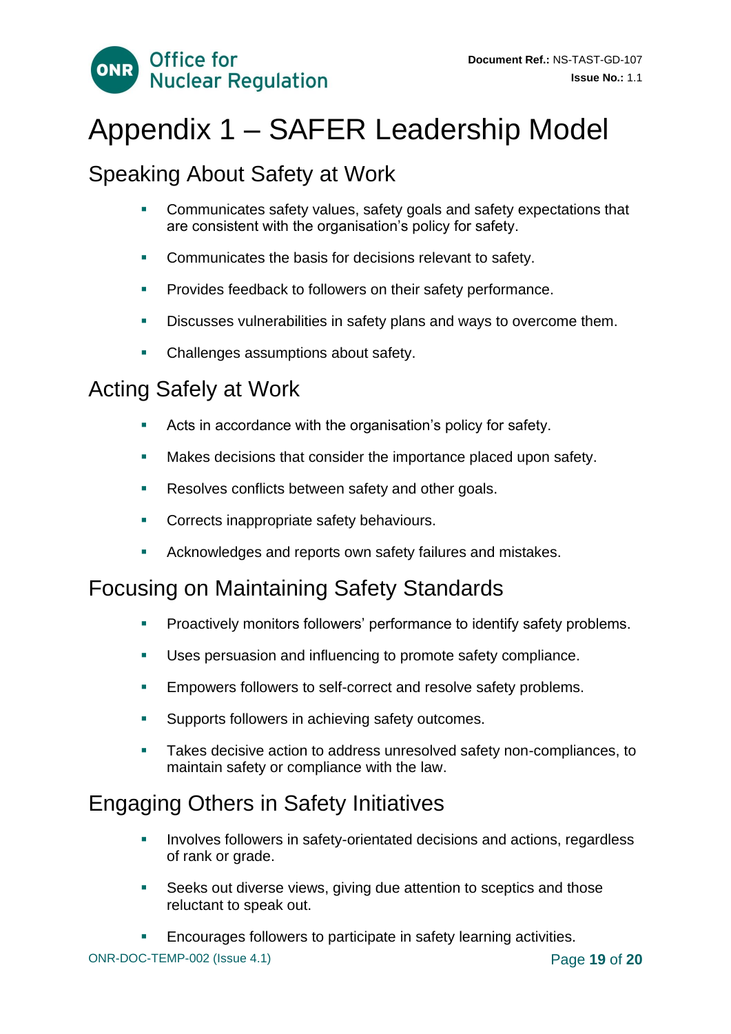# Appendix 1 – SAFER Leadership Model

## Speaking About Safety at Work

- Communicates safety values, safety goals and safety expectations that are consistent with the organisation's policy for safety.
- Communicates the basis for decisions relevant to safety.
- Provides feedback to followers on their safety performance.
- Discusses vulnerabilities in safety plans and ways to overcome them.
- Challenges assumptions about safety.

## Acting Safely at Work

- Acts in accordance with the organisation's policy for safety.
- Makes decisions that consider the importance placed upon safety.
- Resolves conflicts between safety and other goals.
- Corrects inappropriate safety behaviours.
- Acknowledges and reports own safety failures and mistakes.

## Focusing on Maintaining Safety Standards

- Proactively monitors followers' performance to identify safety problems.
- Uses persuasion and influencing to promote safety compliance.
- Empowers followers to self-correct and resolve safety problems.
- Supports followers in achieving safety outcomes.
- Takes decisive action to address unresolved safety non-compliances, to maintain safety or compliance with the law.

## Engaging Others in Safety Initiatives

- Involves followers in safety-orientated decisions and actions, regardless of rank or grade.
- Seeks out diverse views, giving due attention to sceptics and those reluctant to speak out.
- Encourages followers to participate in safety learning activities.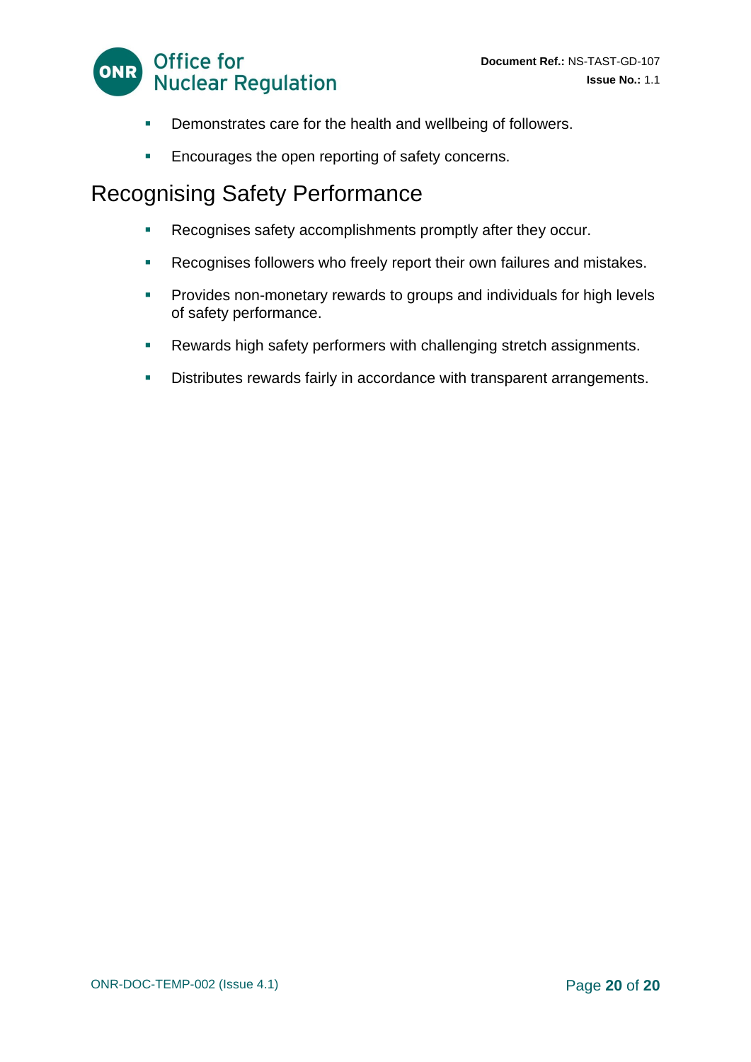- Demonstrates care for the health and wellbeing of followers.
- Encourages the open reporting of safety concerns.

## Recognising Safety Performance

- Recognises safety accomplishments promptly after they occur.
- Recognises followers who freely report their own failures and mistakes.
- Provides non-monetary rewards to groups and individuals for high levels of safety performance.
- Rewards high safety performers with challenging stretch assignments.
- Distributes rewards fairly in accordance with transparent arrangements.